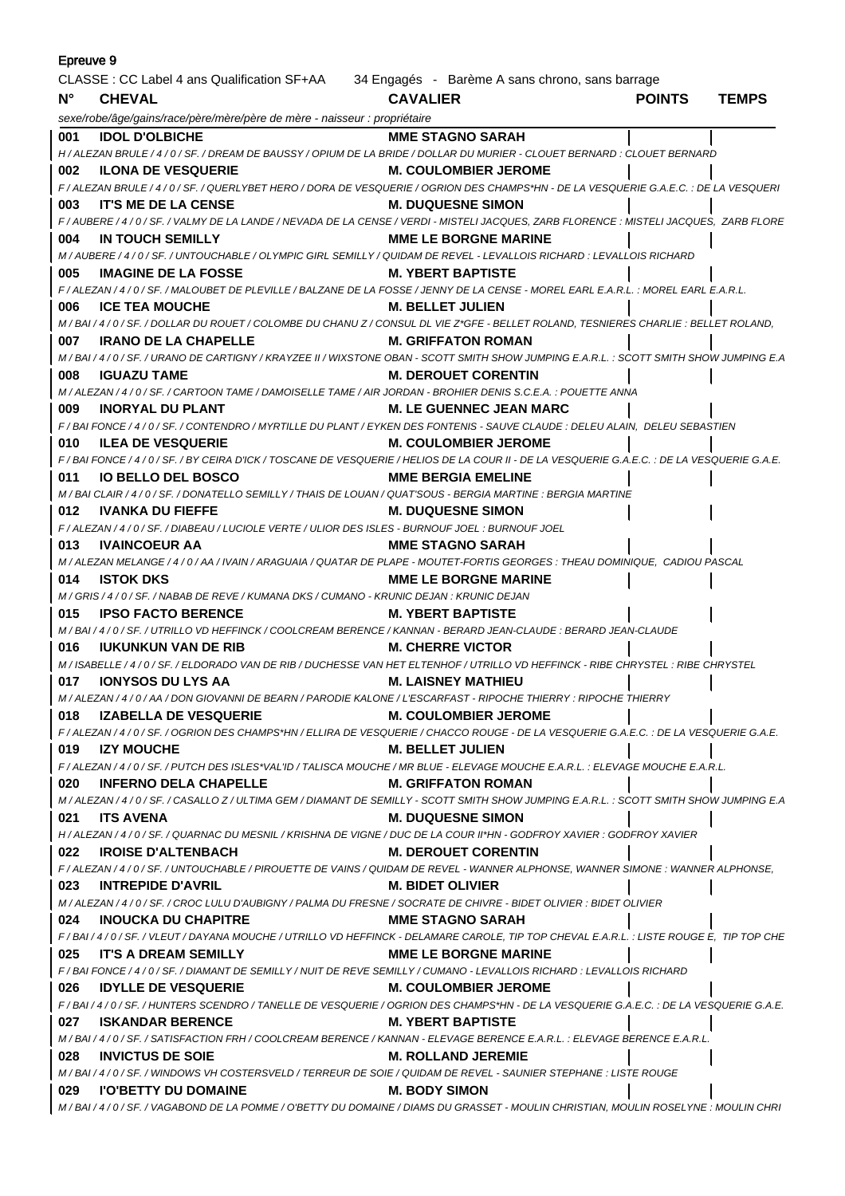# Epreuve 9

CLASSE : CC Label 4 ans Qualification SF+AA 34 Engagés - Barème A sans chrono, sans barrage

| N° | CHEVAL | CAVALIER | POINTS | TEMPS |
|---|---|---|---|---|
| | *sexe/robe/âge/gains/race/père/mère/père de mère - naisseur : propriétaire* | | | |
| **001** | **IDOL D'OLBICHE** | **MME STAGNO SARAH** | | |
| | *H / ALEZAN BRULE / 4 / 0 / SF. / DREAM DE BAUSSY / OPIUM DE LA BRIDE / DOLLAR DU MURIER - CLOUET BERNARD : CLOUET BERNARD* | | | |
| **002** | **ILONA DE VESQUERIE** | **M. COULOMBIER JEROME** | | |
| | *F / ALEZAN BRULE / 4 / 0 / SF. / QUERLYBET HERO / DORA DE VESQUERIE / OGRION DES CHAMPS\*HN - DE LA VESQUERIE G.A.E.C. : DE LA VESQUERI* | | | |
| **003** | **IT'S ME DE LA CENSE** | **M. DUQUESNE SIMON** | | |
| | *F / AUBERE / 4 / 0 / SF. / VALMY DE LA LANDE / NEVADA DE LA CENSE / VERDI - MISTELI JACQUES, ZARB FLORENCE : MISTELI JACQUES, ZARB FLORE* | | | |
| **004** | **IN TOUCH SEMILLY** | **MME LE BORGNE MARINE** | | |
| | *M / AUBERE / 4 / 0 / SF. / UNTOUCHABLE / OLYMPIC GIRL SEMILLY / QUIDAM DE REVEL - LEVALLOIS RICHARD : LEVALLOIS RICHARD* | | | |
| **005** | **IMAGINE DE LA FOSSE** | **M. YBERT BAPTISTE** | | |
| | *F / ALEZAN / 4 / 0 / SF. / MALOUBET DE PLEVILLE / BALZANE DE LA FOSSE / JENNY DE LA CENSE - MOREL EARL E.A.R.L. : MOREL EARL E.A.R.L.* | | | |
| **006** | **ICE TEA MOUCHE** | **M. BELLET JULIEN** | | |
| | *M / BAI / 4 / 0 / SF. / DOLLAR DU ROUET / COLOMBE DU CHANU Z / CONSUL DL VIE Z\*GFE - BELLET ROLAND, TESNIERES CHARLIE : BELLET ROLAND,* | | | |
| **007** | **IRANO DE LA CHAPELLE** | **M. GRIFFATON ROMAN** | | |
| | *M / BAI / 4 / 0 / SF. / URANO DE CARTIGNY / KRAYZEE II / WIXSTONE OBAN - SCOTT SMITH SHOW JUMPING E.A.R.L. : SCOTT SMITH SHOW JUMPING E.A* | | | |
| **008** | **IGUAZU TAME** | **M. DEROUET CORENTIN** | | |
| | *M / ALEZAN / 4 / 0 / SF. / CARTOON TAME / DAMOISELLE TAME / AIR JORDAN - BROHIER DENIS S.C.E.A. : POUETTE ANNA* | | | |
| **009** | **INORYAL DU PLANT** | **M. LE GUENNEC JEAN MARC** | | |
| | *F / BAI FONCE / 4 / 0 / SF. / CONTENDRO / MYRTILLE DU PLANT / EYKEN DES FONTENIS - SAUVE CLAUDE : DELEU ALAIN, DELEU SEBASTIEN* | | | |
| **010** | **ILEA DE VESQUERIE** | **M. COULOMBIER JEROME** | | |
| | *F / BAI FONCE / 4 / 0 / SF. / BY CEIRA D'ICK / TOSCANE DE VESQUERIE / HELIOS DE LA COUR II - DE LA VESQUERIE G.A.E.C. : DE LA VESQUERIE G.A.E.* | | | |
| **011** | **IO BELLO DEL BOSCO** | **MME BERGIA EMELINE** | | |
| | *M / BAI CLAIR / 4 / 0 / SF. / DONATELLO SEMILLY / THAIS DE LOUAN / QUAT'SOUS - BERGIA MARTINE : BERGIA MARTINE* | | | |
| **012** | **IVANKA DU FIEFFE** | **M. DUQUESNE SIMON** | | |
| | *F / ALEZAN / 4 / 0 / SF. / DIABEAU / LUCIOLE VERTE / ULIOR DES ISLES - BURNOUF JOEL : BURNOUF JOEL* | | | |
| **013** | **IVAINCOEUR AA** | **MME STAGNO SARAH** | | |
| | *M / ALEZAN MELANGE / 4 / 0 / AA / IVAIN / ARAGUAIA / QUATAR DE PLAPE - MOUTET-FORTIS GEORGES : THEAU DOMINIQUE, CADIOU PASCAL* | | | |
| **014** | **ISTOK DKS** | **MME LE BORGNE MARINE** | | |
| | *M / GRIS / 4 / 0 / SF. / NABAB DE REVE / KUMANA DKS / CUMANO - KRUNIC DEJAN : KRUNIC DEJAN* | | | |
| **015** | **IPSO FACTO BERENCE** | **M. YBERT BAPTISTE** | | |
| | *M / BAI / 4 / 0 / SF. / UTRILLO VD HEFFINCK / COOLCREAM BERENCE / KANNAN - BERARD JEAN-CLAUDE : BERARD JEAN-CLAUDE* | | | |
| **016** | **IUKUNKUN VAN DE RIB** | **M. CHERRE VICTOR** | | |
| | *M / ISABELLE / 4 / 0 / SF. / ELDORADO VAN DE RIB / DUCHESSE VAN HET ELTENHOF / UTRILLO VD HEFFINCK - RIBE CHRYSTEL : RIBE CHRYSTEL* | | | |
| **017** | **IONYSOS DU LYS AA** | **M. LAISNEY MATHIEU** | | |
| | *M / ALEZAN / 4 / 0 / AA / DON GIOVANNI DE BEARN / PARODIE KALONE / L'ESCARFAST - RIPOCHE THIERRY : RIPOCHE THIERRY* | | | |
| **018** | **IZABELLA DE VESQUERIE** | **M. COULOMBIER JEROME** | | |
| | *F / ALEZAN / 4 / 0 / SF. / OGRION DES CHAMPS\*HN / ELLIRA DE VESQUERIE / CHACCO ROUGE - DE LA VESQUERIE G.A.E.C. : DE LA VESQUERIE G.A.E.* | | | |
| **019** | **IZY MOUCHE** | **M. BELLET JULIEN** | | |
| | *F / ALEZAN / 4 / 0 / SF. / PUTCH DES ISLES\*VAL'ID / TALISCA MOUCHE / MR BLUE - ELEVAGE MOUCHE E.A.R.L. : ELEVAGE MOUCHE E.A.R.L.* | | | |
| **020** | **INFERNO DELA CHAPELLE** | **M. GRIFFATON ROMAN** | | |
| | *M / ALEZAN / 4 / 0 / SF. / CASALLO Z / ULTIMA GEM / DIAMANT DE SEMILLY - SCOTT SMITH SHOW JUMPING E.A.R.L. : SCOTT SMITH SHOW JUMPING E.A* | | | |
| **021** | **ITS AVENA** | **M. DUQUESNE SIMON** | | |
| | *H / ALEZAN / 4 / 0 / SF. / QUARNAC DU MESNIL / KRISHNA DE VIGNE / DUC DE LA COUR II\*HN - GODFROY XAVIER : GODFROY XAVIER* | | | |
| **022** | **IROISE D'ALTENBACH** | **M. DEROUET CORENTIN** | | |
| | *F / ALEZAN / 4 / 0 / SF. / UNTOUCHABLE / PIROUETTE DE VAINS / QUIDAM DE REVEL - WANNER ALPHONSE, WANNER SIMONE : WANNER ALPHONSE,* | | | |
| **023** | **INTREPIDE D'AVRIL** | **M. BIDET OLIVIER** | | |
| | *M / ALEZAN / 4 / 0 / SF. / CROC LULU D'AUBIGNY / PALMA DU FRESNE / SOCRATE DE CHIVRE - BIDET OLIVIER : BIDET OLIVIER* | | | |
| **024** | **INOUCKA DU CHAPITRE** | **MME STAGNO SARAH** | | |
| | *F / BAI / 4 / 0 / SF. / VLEUT / DAYANA MOUCHE / UTRILLO VD HEFFINCK - DELAMARE CAROLE, TIP TOP CHEVAL E.A.R.L. : LISTE ROUGE E, TIP TOP CHE* | | | |
| **025** | **IT'S A DREAM SEMILLY** | **MME LE BORGNE MARINE** | | |
| | *F / BAI FONCE / 4 / 0 / SF. / DIAMANT DE SEMILLY / NUIT DE REVE SEMILLY / CUMANO - LEVALLOIS RICHARD : LEVALLOIS RICHARD* | | | |
| **026** | **IDYLLE DE VESQUERIE** | **M. COULOMBIER JEROME** | | |
| | *F / BAI / 4 / 0 / SF. / HUNTERS SCENDRO / TANELLE DE VESQUERIE / OGRION DES CHAMPS\*HN - DE LA VESQUERIE G.A.E.C. : DE LA VESQUERIE G.A.E.* | | | |
| **027** | **ISKANDAR BERENCE** | **M. YBERT BAPTISTE** | | |
| | *M / BAI / 4 / 0 / SF. / SATISFACTION FRH / COOLCREAM BERENCE / KANNAN - ELEVAGE BERENCE E.A.R.L. : ELEVAGE BERENCE E.A.R.L.* | | | |
| **028** | **INVICTUS DE SOIE** | **M. ROLLAND JEREMIE** | | |
| | *M / BAI / 4 / 0 / SF. / WINDOWS VH COSTERSVELD / TERREUR DE SOIE / QUIDAM DE REVEL - SAUNIER STEPHANE : LISTE ROUGE* | | | |
| **029** | **I'O'BETTY DU DOMAINE** | **M. BODY SIMON** | | |
| | *M / BAI / 4 / 0 / SF. / VAGABOND DE LA POMME / O'BETTY DU DOMAINE / DIAMS DU GRASSET - MOULIN CHRISTIAN, MOULIN ROSELYNE : MOULIN CHRI* | | | |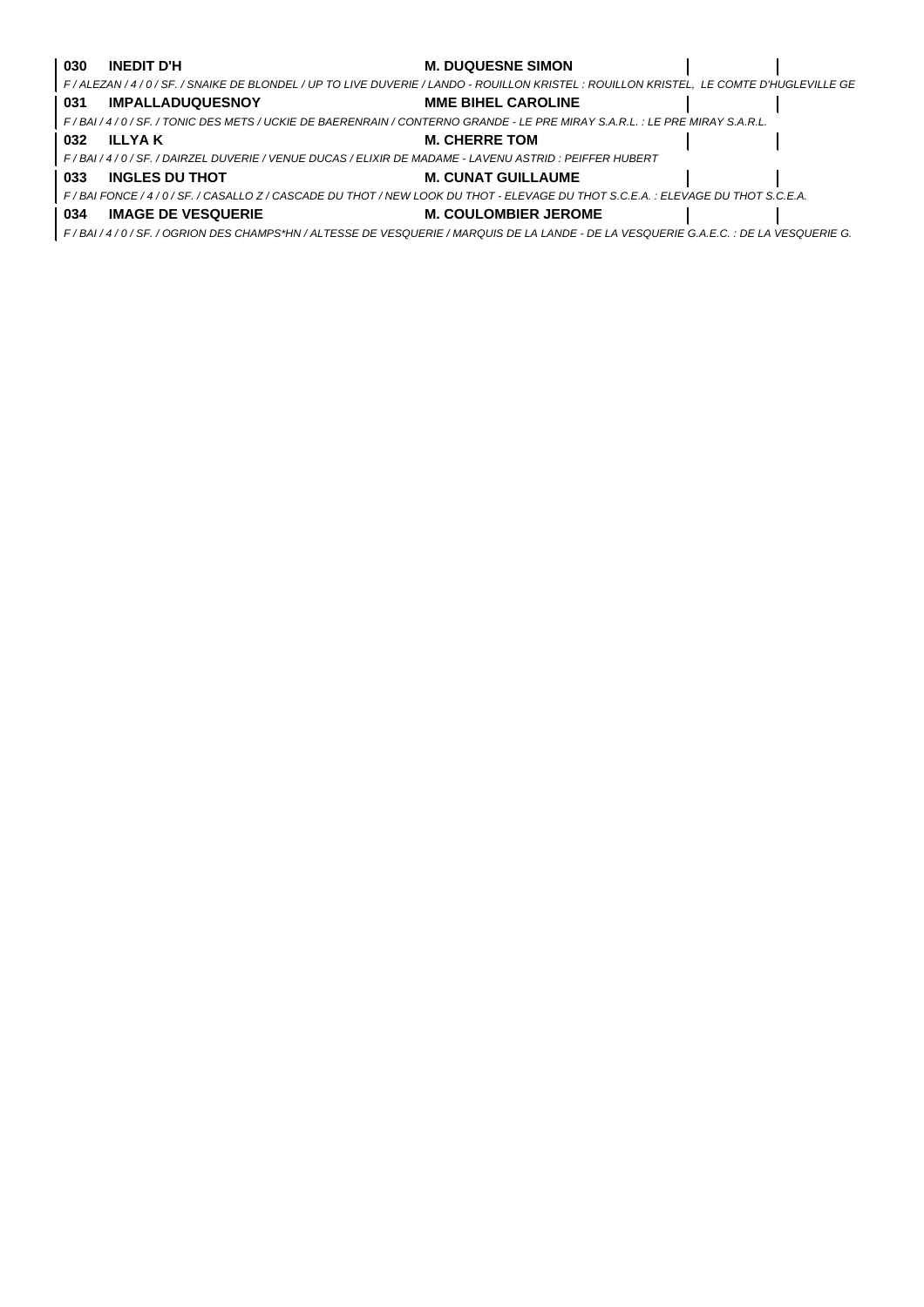**030 INEDIT D'H** **M. DUQUESNE SIMON**

*F / ALEZAN / 4 / 0 / SF. / SNAIKE DE BLONDEL / UP TO LIVE DUVERIE / LANDO - ROUILLON KRISTEL : ROUILLON KRISTEL, LE COMTE D'HUGLEVILLE GE*

**031 IMPALLADUQUESNOY** **MME BIHEL CAROLINE**

*F / BAI / 4 / 0 / SF. / TONIC DES METS / UCKIE DE BAERENRAIN / CONTERNO GRANDE - LE PRE MIRAY S.A.R.L. : LE PRE MIRAY S.A.R.L.*

**032 ILLYA K** **M. CHERRE TOM**

*F / BAI / 4 / 0 / SF. / DAIRZEL DUVERIE / VENUE DUCAS / ELIXIR DE MADAME - LAVENU ASTRID : PEIFFER HUBERT*

**033 INGLES DU THOT** **M. CUNAT GUILLAUME**

*F / BAI FONCE / 4 / 0 / SF. / CASALLO Z / CASCADE DU THOT / NEW LOOK DU THOT - ELEVAGE DU THOT S.C.E.A. : ELEVAGE DU THOT S.C.E.A.*

**034 IMAGE DE VESQUERIE** **M. COULOMBIER JEROME**

*F / BAI / 4 / 0 / SF. / OGRION DES CHAMPS*HN / ALTESSE DE VESQUERIE / MARQUIS DE LA LANDE - DE LA VESQUERIE G.A.E.C. : DE LA VESQUERIE G.*